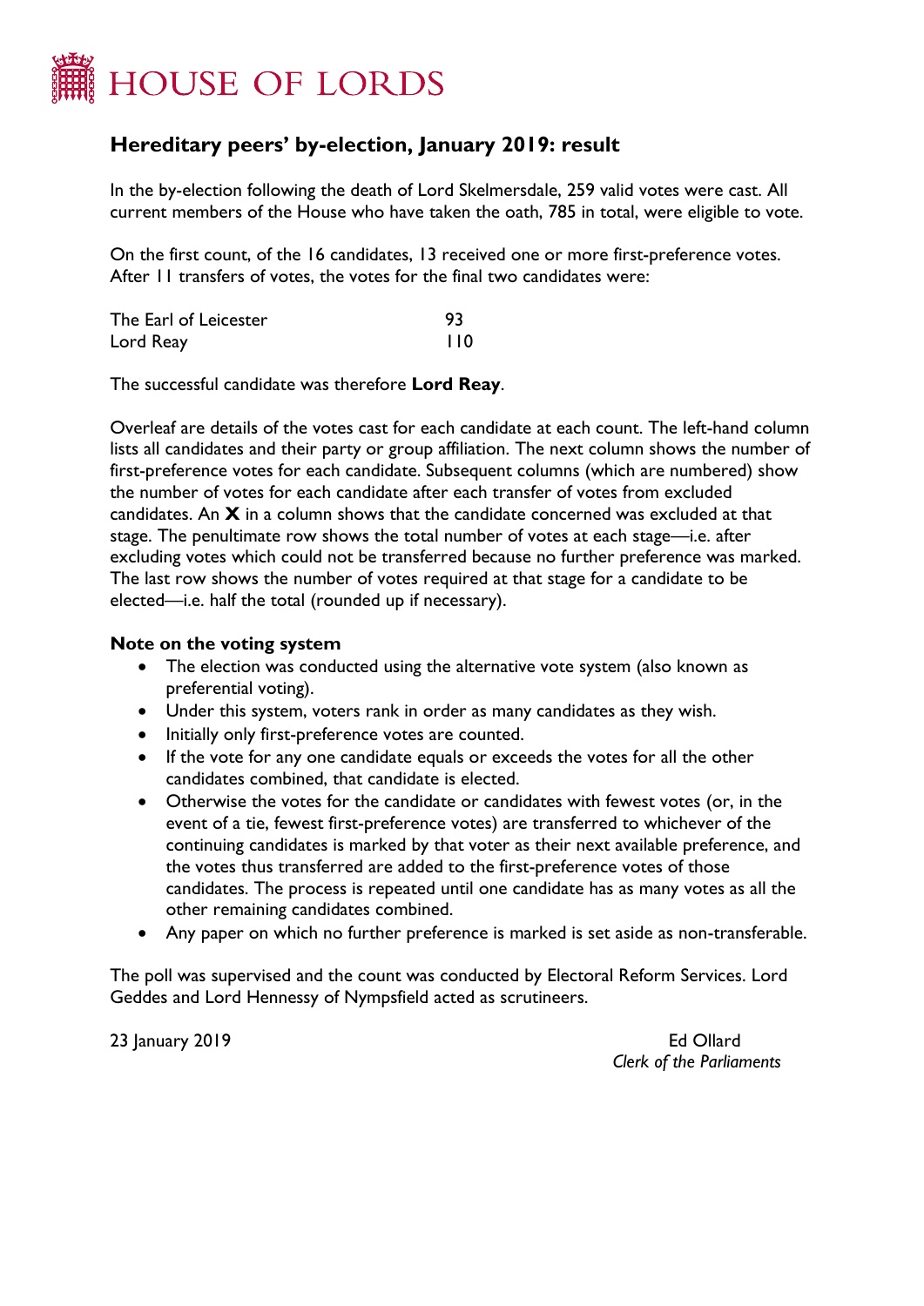# HOUSE OF LORDS

## Hereditary peers' by-election, January 2019: result

In the by-election following the death of Lord Skelmersdale, 259 valid votes were cast. All current members of the House who have taken the oath, 785 in total, were eligible to vote.

On the first count, of the 16 candidates, 13 received one or more first-preference votes. After 11 transfers of votes, the votes for the final two candidates were:

| | |
|---|---|
| The Earl of Leicester | 93 |
| Lord Reay | 110 |

The successful candidate was therefore **Lord Reay**.

Overleaf are details of the votes cast for each candidate at each count. The left-hand column lists all candidates and their party or group affiliation. The next column shows the number of first-preference votes for each candidate. Subsequent columns (which are numbered) show the number of votes for each candidate after each transfer of votes from excluded candidates. An **X** in a column shows that the candidate concerned was excluded at that stage. The penultimate row shows the total number of votes at each stage—i.e. after excluding votes which could not be transferred because no further preference was marked. The last row shows the number of votes required at that stage for a candidate to be elected—i.e. half the total (rounded up if necessary).

### Note on the voting system

- The election was conducted using the alternative vote system (also known as preferential voting).
- Under this system, voters rank in order as many candidates as they wish.
- Initially only first-preference votes are counted.
- If the vote for any one candidate equals or exceeds the votes for all the other candidates combined, that candidate is elected.
- Otherwise the votes for the candidate or candidates with fewest votes (or, in the event of a tie, fewest first-preference votes) are transferred to whichever of the continuing candidates is marked by that voter as their next available preference, and the votes thus transferred are added to the first-preference votes of those candidates. The process is repeated until one candidate has as many votes as all the other remaining candidates combined.
- Any paper on which no further preference is marked is set aside as non-transferable.

The poll was supervised and the count was conducted by Electoral Reform Services. Lord Geddes and Lord Hennessy of Nympsfield acted as scrutineers.

23 January 2019

Ed Ollard
*Clerk of the Parliaments*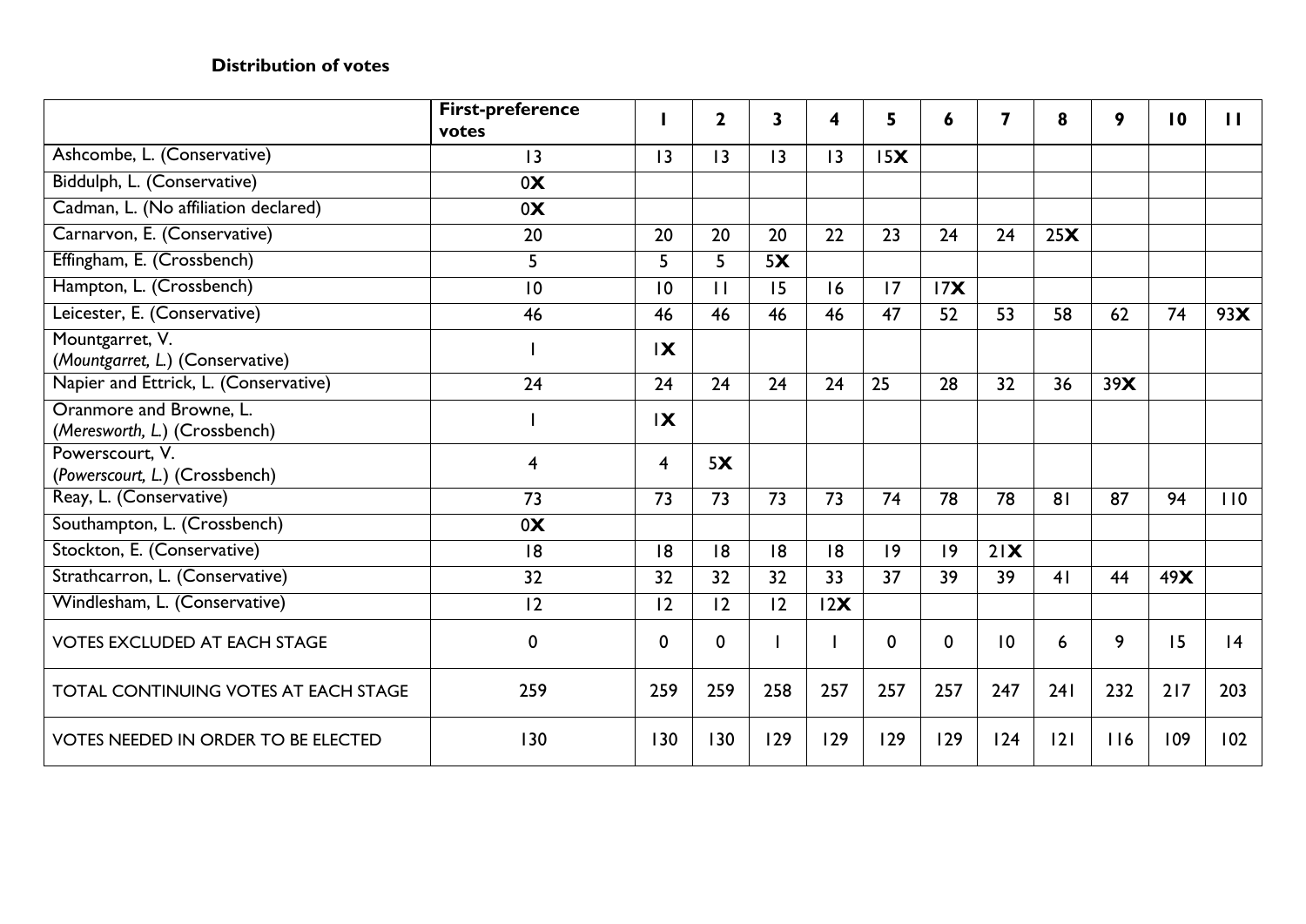**Distribution of votes**

| | First-preference votes | 1 | 2 | 3 | 4 | 5 | 6 | 7 | 8 | 9 | 10 | 11 |
|---|---|---|---|---|---|---|---|---|---|---|---|---|
| Ashcombe, L. (Conservative) | 13 | 13 | 13 | 13 | 13 | 15**X** | | | | | | |
| Biddulph, L. (Conservative) | 0**X** | | | | | | | | | | | |
| Cadman, L. (No affiliation declared) | 0**X** | | | | | | | | | | | |
| Carnarvon, E. (Conservative) | 20 | 20 | 20 | 20 | 22 | 23 | 24 | 24 | 25**X** | | | |
| Effingham, E. (Crossbench) | 5 | 5 | 5 | 5**X** | | | | | | | | |
| Hampton, L. (Crossbench) | 10 | 10 | 11 | 15 | 16 | 17 | 17**X** | | | | | |
| Leicester, E. (Conservative) | 46 | 46 | 46 | 46 | 46 | 47 | 52 | 53 | 58 | 62 | 74 | 93**X** |
| Mountgarret, V. (*Mountgarret, L.*) (Conservative) | 1 | 1**X** | | | | | | | | | | |
| Napier and Ettrick, L. (Conservative) | 24 | 24 | 24 | 24 | 24 | 25 | 28 | 32 | 36 | 39**X** | | |
| Oranmore and Browne, L. (*Meresworth, L.*) (Crossbench) | 1 | 1**X** | | | | | | | | | | |
| Powerscourt, V. (*Powerscourt, L.*) (Crossbench) | 4 | 4 | 5**X** | | | | | | | | | |
| Reay, L. (Conservative) | 73 | 73 | 73 | 73 | 73 | 74 | 78 | 78 | 81 | 87 | 94 | 110 |
| Southampton, L. (Crossbench) | 0**X** | | | | | | | | | | | |
| Stockton, E. (Conservative) | 18 | 18 | 18 | 18 | 18 | 19 | 19 | 21**X** | | | | |
| Strathcarron, L. (Conservative) | 32 | 32 | 32 | 32 | 33 | 37 | 39 | 39 | 41 | 44 | 49**X** | |
| Windlesham, L. (Conservative) | 12 | 12 | 12 | 12 | 12**X** | | | | | | | |
| VOTES EXCLUDED AT EACH STAGE | 0 | 0 | 0 | 1 | 1 | 0 | 0 | 10 | 6 | 9 | 15 | 14 |
| TOTAL CONTINUING VOTES AT EACH STAGE | 259 | 259 | 259 | 258 | 257 | 257 | 257 | 247 | 241 | 232 | 217 | 203 |
| VOTES NEEDED IN ORDER TO BE ELECTED | 130 | 130 | 130 | 129 | 129 | 129 | 129 | 124 | 121 | 116 | 109 | 102 |